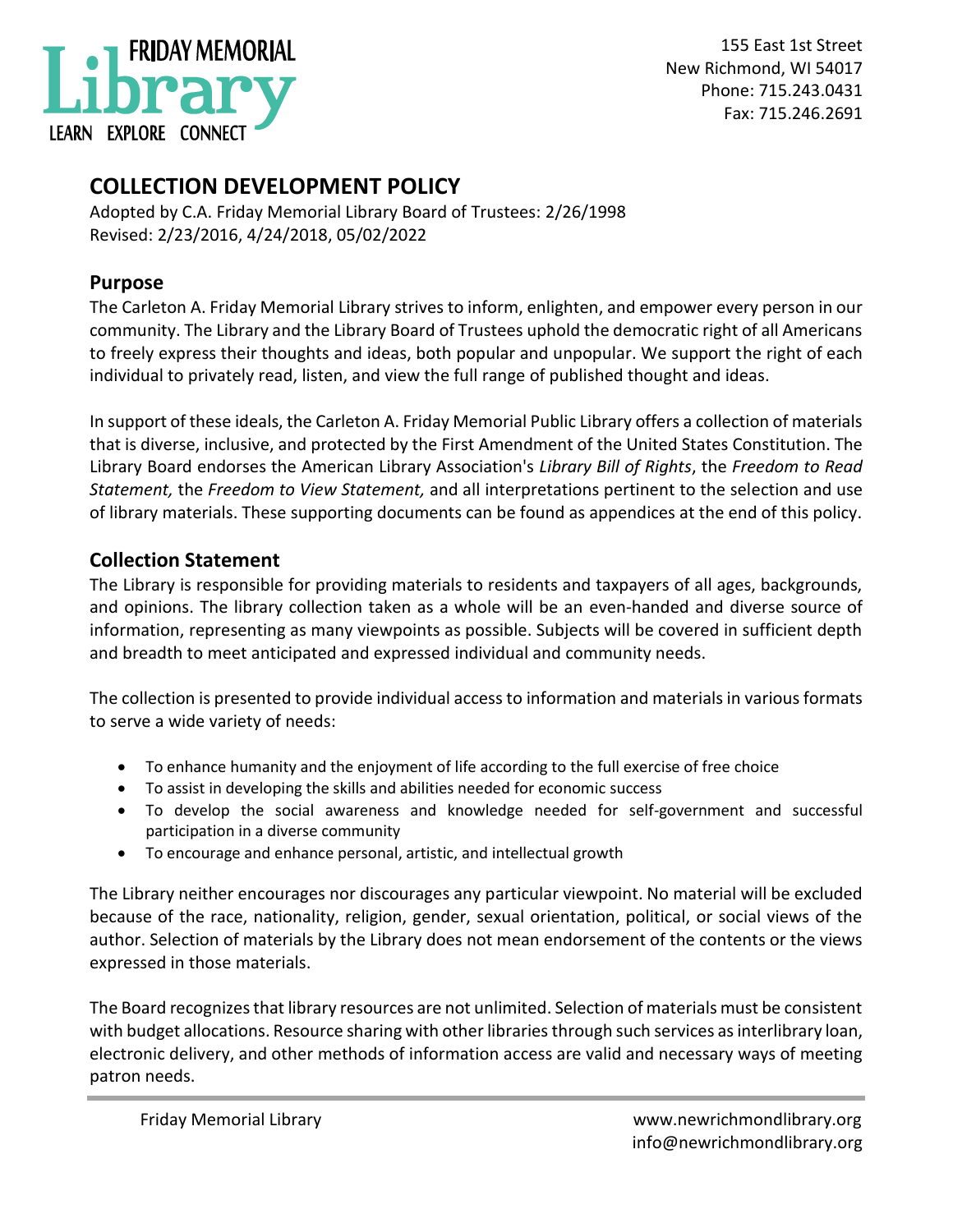FRIDAY MEMORIAL Library

LEARN EXPLORE CONNECT

155 East 1st Street
New Richmond, WI 54017
Phone: 715.243.0431
Fax: 715.246.2691

# COLLECTION DEVELOPMENT POLICY

Adopted by C.A. Friday Memorial Library Board of Trustees: 2/26/1998
Revised: 2/23/2016, 4/24/2018, 05/02/2022

## Purpose

The Carleton A. Friday Memorial Library strives to inform, enlighten, and empower every person in our community. The Library and the Library Board of Trustees uphold the democratic right of all Americans to freely express their thoughts and ideas, both popular and unpopular. We support the right of each individual to privately read, listen, and view the full range of published thought and ideas.

In support of these ideals, the Carleton A. Friday Memorial Public Library offers a collection of materials that is diverse, inclusive, and protected by the First Amendment of the United States Constitution. The Library Board endorses the American Library Association's *Library Bill of Rights*, the *Freedom to Read Statement,* the *Freedom to View Statement,* and all interpretations pertinent to the selection and use of library materials. These supporting documents can be found as appendices at the end of this policy.

## Collection Statement

The Library is responsible for providing materials to residents and taxpayers of all ages, backgrounds, and opinions. The library collection taken as a whole will be an even-handed and diverse source of information, representing as many viewpoints as possible. Subjects will be covered in sufficient depth and breadth to meet anticipated and expressed individual and community needs.

The collection is presented to provide individual access to information and materials in various formats to serve a wide variety of needs:

- To enhance humanity and the enjoyment of life according to the full exercise of free choice
- To assist in developing the skills and abilities needed for economic success
- To develop the social awareness and knowledge needed for self-government and successful participation in a diverse community
- To encourage and enhance personal, artistic, and intellectual growth

The Library neither encourages nor discourages any particular viewpoint. No material will be excluded because of the race, nationality, religion, gender, sexual orientation, political, or social views of the author. Selection of materials by the Library does not mean endorsement of the contents or the views expressed in those materials.

The Board recognizes that library resources are not unlimited. Selection of materials must be consistent with budget allocations. Resource sharing with other libraries through such services as interlibrary loan, electronic delivery, and other methods of information access are valid and necessary ways of meeting patron needs.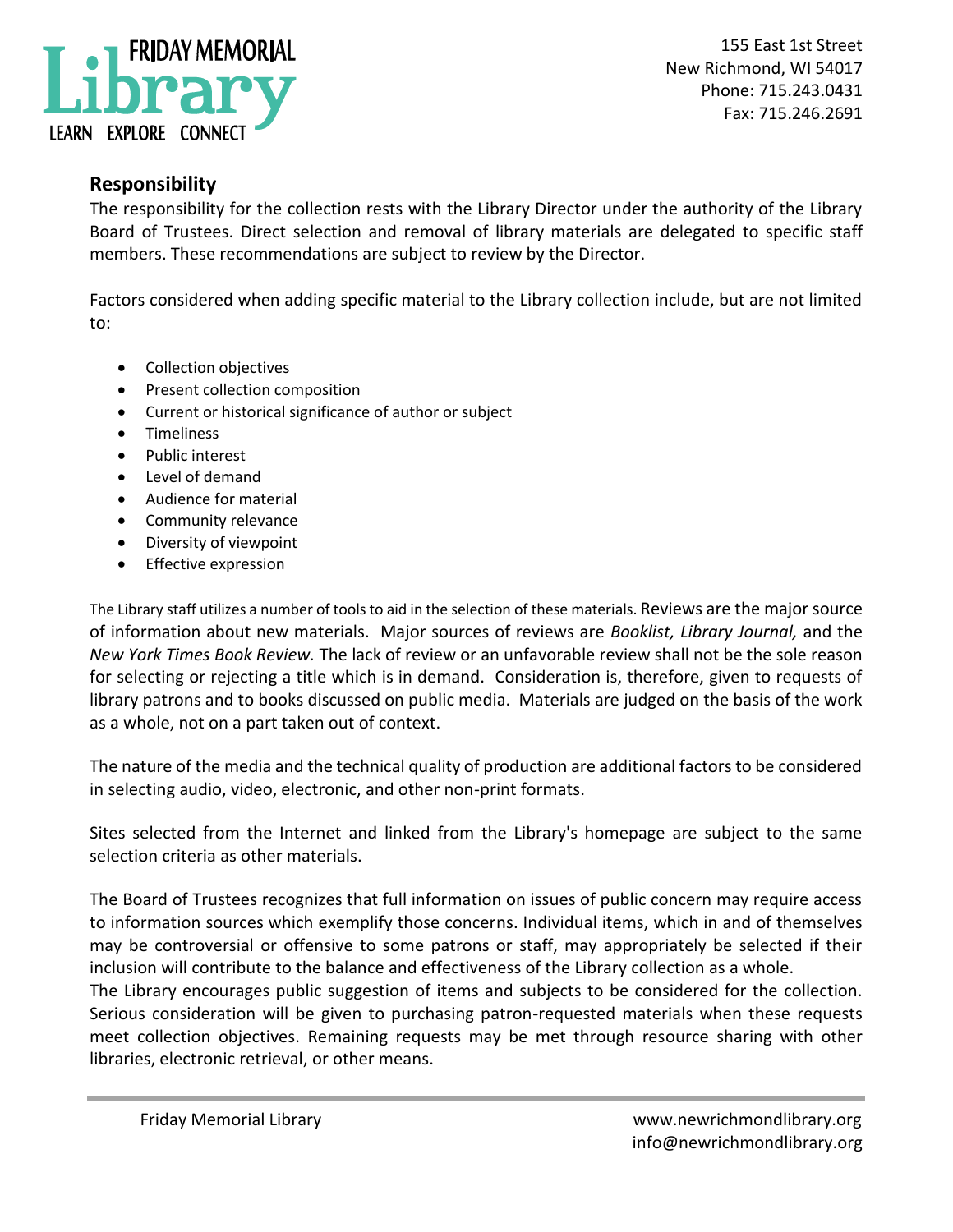## Responsibility

The responsibility for the collection rests with the Library Director under the authority of the Library Board of Trustees. Direct selection and removal of library materials are delegated to specific staff members. These recommendations are subject to review by the Director.

Factors considered when adding specific material to the Library collection include, but are not limited to:

- Collection objectives
- Present collection composition
- Current or historical significance of author or subject
- Timeliness
- Public interest
- Level of demand
- Audience for material
- Community relevance
- Diversity of viewpoint
- Effective expression

The Library staff utilizes a number of tools to aid in the selection of these materials. Reviews are the major source of information about new materials. Major sources of reviews are *Booklist, Library Journal,* and the *New York Times Book Review.* The lack of review or an unfavorable review shall not be the sole reason for selecting or rejecting a title which is in demand. Consideration is, therefore, given to requests of library patrons and to books discussed on public media. Materials are judged on the basis of the work as a whole, not on a part taken out of context.

The nature of the media and the technical quality of production are additional factors to be considered in selecting audio, video, electronic, and other non-print formats.

Sites selected from the Internet and linked from the Library's homepage are subject to the same selection criteria as other materials.

The Board of Trustees recognizes that full information on issues of public concern may require access to information sources which exemplify those concerns. Individual items, which in and of themselves may be controversial or offensive to some patrons or staff, may appropriately be selected if their inclusion will contribute to the balance and effectiveness of the Library collection as a whole.

The Library encourages public suggestion of items and subjects to be considered for the collection. Serious consideration will be given to purchasing patron-requested materials when these requests meet collection objectives. Remaining requests may be met through resource sharing with other libraries, electronic retrieval, or other means.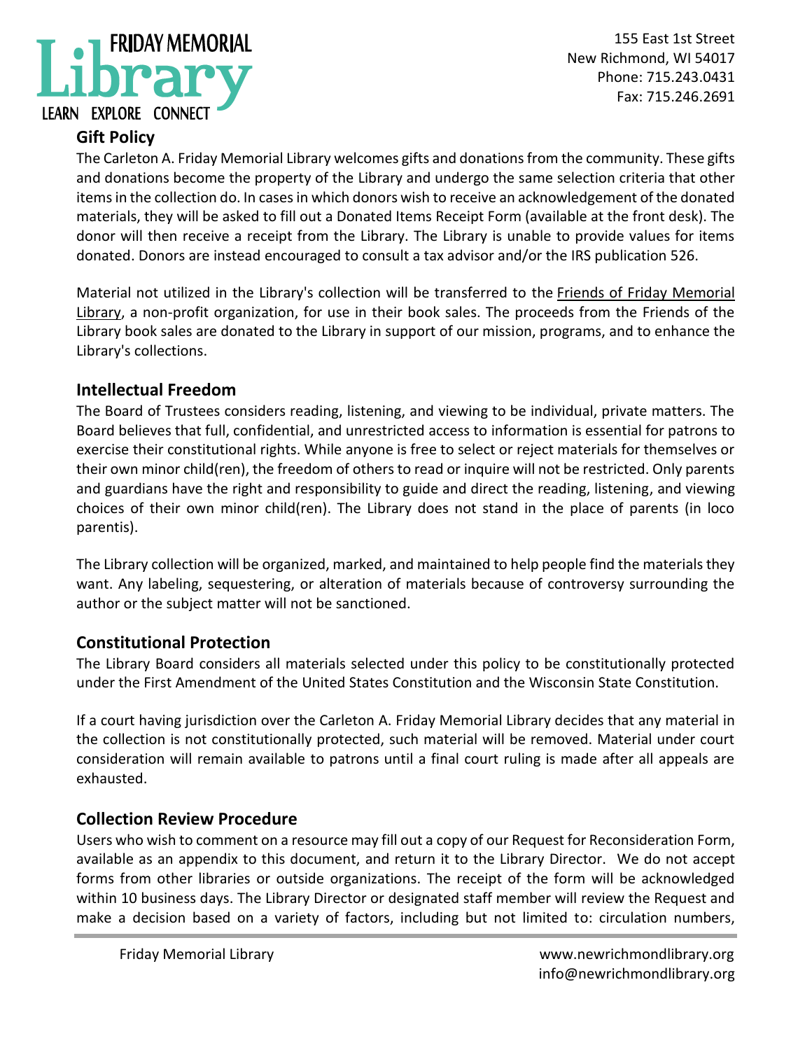## Gift Policy

The Carleton A. Friday Memorial Library welcomes gifts and donations from the community. These gifts and donations become the property of the Library and undergo the same selection criteria that other items in the collection do. In cases in which donors wish to receive an acknowledgement of the donated materials, they will be asked to fill out a Donated Items Receipt Form (available at the front desk). The donor will then receive a receipt from the Library. The Library is unable to provide values for items donated. Donors are instead encouraged to consult a tax advisor and/or the IRS publication 526.

Material not utilized in the Library's collection will be transferred to the Friends of Friday Memorial Library, a non-profit organization, for use in their book sales. The proceeds from the Friends of the Library book sales are donated to the Library in support of our mission, programs, and to enhance the Library's collections.

## Intellectual Freedom

The Board of Trustees considers reading, listening, and viewing to be individual, private matters. The Board believes that full, confidential, and unrestricted access to information is essential for patrons to exercise their constitutional rights. While anyone is free to select or reject materials for themselves or their own minor child(ren), the freedom of others to read or inquire will not be restricted. Only parents and guardians have the right and responsibility to guide and direct the reading, listening, and viewing choices of their own minor child(ren). The Library does not stand in the place of parents (in loco parentis).

The Library collection will be organized, marked, and maintained to help people find the materials they want. Any labeling, sequestering, or alteration of materials because of controversy surrounding the author or the subject matter will not be sanctioned.

## Constitutional Protection

The Library Board considers all materials selected under this policy to be constitutionally protected under the First Amendment of the United States Constitution and the Wisconsin State Constitution.

If a court having jurisdiction over the Carleton A. Friday Memorial Library decides that any material in the collection is not constitutionally protected, such material will be removed. Material under court consideration will remain available to patrons until a final court ruling is made after all appeals are exhausted.

## Collection Review Procedure

Users who wish to comment on a resource may fill out a copy of our Request for Reconsideration Form, available as an appendix to this document, and return it to the Library Director. We do not accept forms from other libraries or outside organizations. The receipt of the form will be acknowledged within 10 business days. The Library Director or designated staff member will review the Request and make a decision based on a variety of factors, including but not limited to: circulation numbers,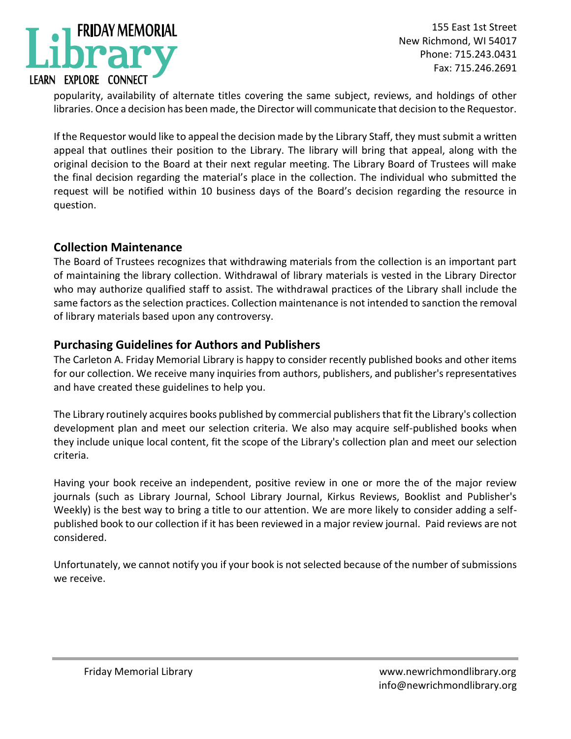popularity, availability of alternate titles covering the same subject, reviews, and holdings of other libraries. Once a decision has been made, the Director will communicate that decision to the Requestor.

If the Requestor would like to appeal the decision made by the Library Staff, they must submit a written appeal that outlines their position to the Library. The library will bring that appeal, along with the original decision to the Board at their next regular meeting. The Library Board of Trustees will make the final decision regarding the material's place in the collection. The individual who submitted the request will be notified within 10 business days of the Board's decision regarding the resource in question.

## Collection Maintenance

The Board of Trustees recognizes that withdrawing materials from the collection is an important part of maintaining the library collection. Withdrawal of library materials is vested in the Library Director who may authorize qualified staff to assist. The withdrawal practices of the Library shall include the same factors as the selection practices. Collection maintenance is not intended to sanction the removal of library materials based upon any controversy.

## Purchasing Guidelines for Authors and Publishers

The Carleton A. Friday Memorial Library is happy to consider recently published books and other items for our collection. We receive many inquiries from authors, publishers, and publisher's representatives and have created these guidelines to help you.

The Library routinely acquires books published by commercial publishers that fit the Library's collection development plan and meet our selection criteria. We also may acquire self-published books when they include unique local content, fit the scope of the Library's collection plan and meet our selection criteria.

Having your book receive an independent, positive review in one or more the of the major review journals (such as Library Journal, School Library Journal, Kirkus Reviews, Booklist and Publisher's Weekly) is the best way to bring a title to our attention. We are more likely to consider adding a self-published book to our collection if it has been reviewed in a major review journal. Paid reviews are not considered.

Unfortunately, we cannot notify you if your book is not selected because of the number of submissions we receive.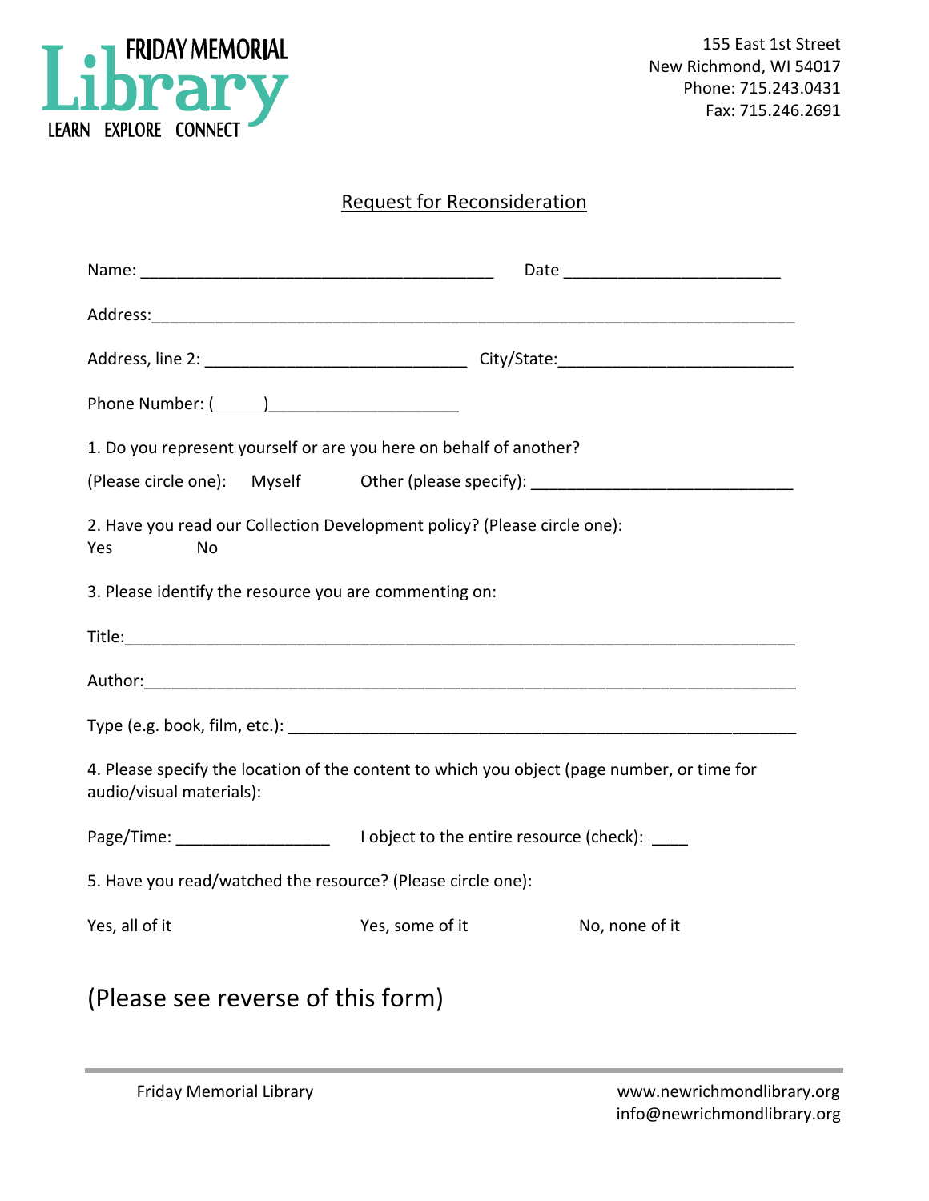FRIDAY MEMORIAL Library
LEARN EXPLORE CONNECT

155 East 1st Street
New Richmond, WI 54017
Phone: 715.243.0431
Fax: 715.246.2691

## Request for Reconsideration

Name: _______________________________________ Date _______________________

Address:____________________________________________________________________

Address, line 2: ____________________________ City/State:_________________________

Phone Number: (______)_____________________

1. Do you represent yourself or are you here on behalf of another?

(Please circle one): Myself Other (please specify): ____________________________

2. Have you read our Collection Development policy? (Please circle one):
Yes No

3. Please identify the resource you are commenting on:

Title:______________________________________________________________________

Author:____________________________________________________________________

Type (e.g. book, film, etc.): ___________________________________________________

4. Please specify the location of the content to which you object (page number, or time for audio/visual materials):

Page/Time: _________________ I object to the entire resource (check): ____

5. Have you read/watched the resource? (Please circle one):

Yes, all of it Yes, some of it No, none of it

(Please see reverse of this form)

Friday Memorial Library
www.newrichmondlibrary.org
info@newrichmondlibrary.org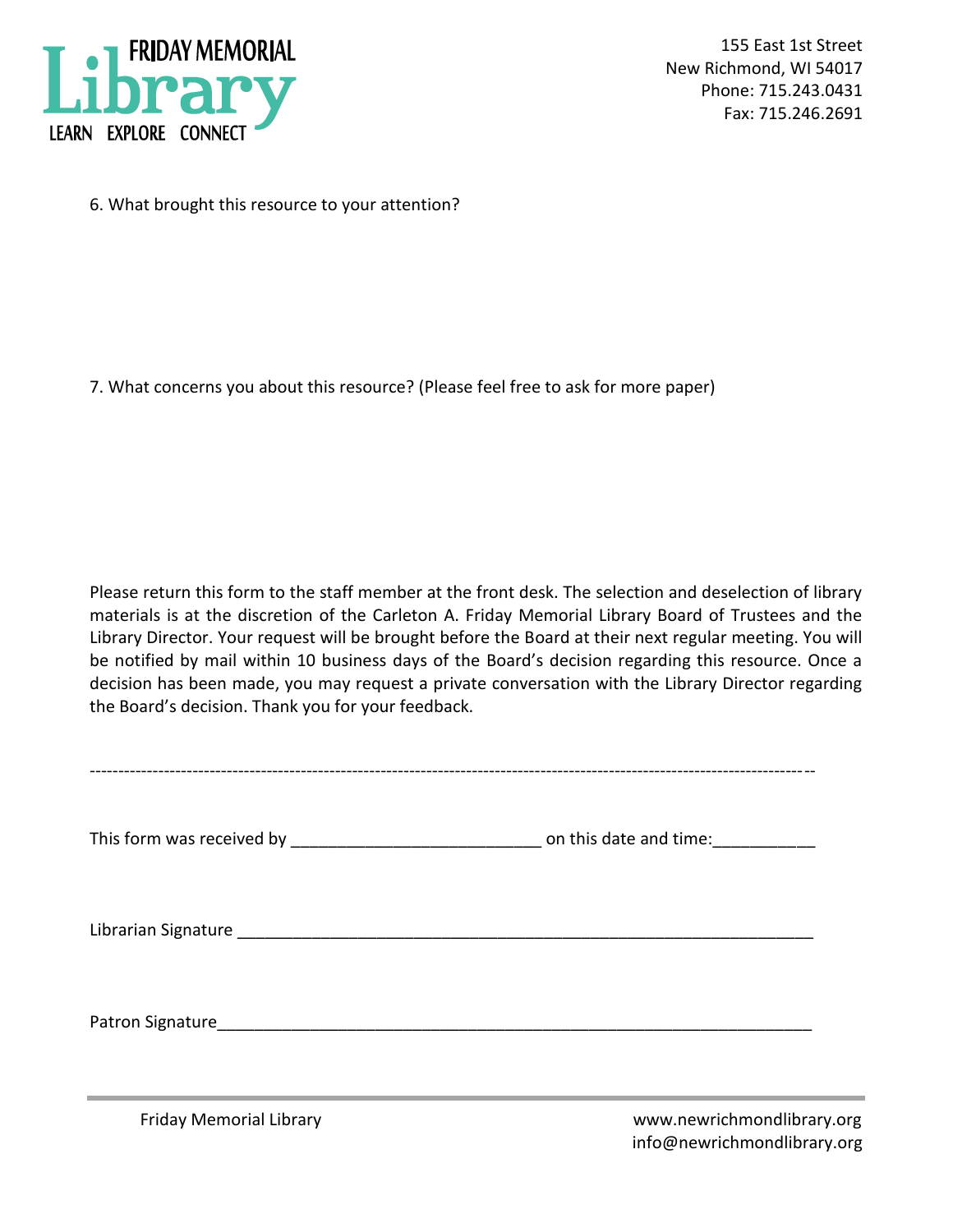155 East 1st Street
New Richmond, WI 54017
Phone: 715.243.0431
Fax: 715.246.2691

6. What brought this resource to your attention?

7. What concerns you about this resource? (Please feel free to ask for more paper)

Please return this form to the staff member at the front desk. The selection and deselection of library materials is at the discretion of the Carleton A. Friday Memorial Library Board of Trustees and the Library Director. Your request will be brought before the Board at their next regular meeting. You will be notified by mail within 10 business days of the Board's decision regarding this resource. Once a decision has been made, you may request a private conversation with the Library Director regarding the Board's decision. Thank you for your feedback.

---

This form was received by ___________________________ on this date and time:___________

Librarian Signature _______________________________________________________________

Patron Signature_________________________________________________________________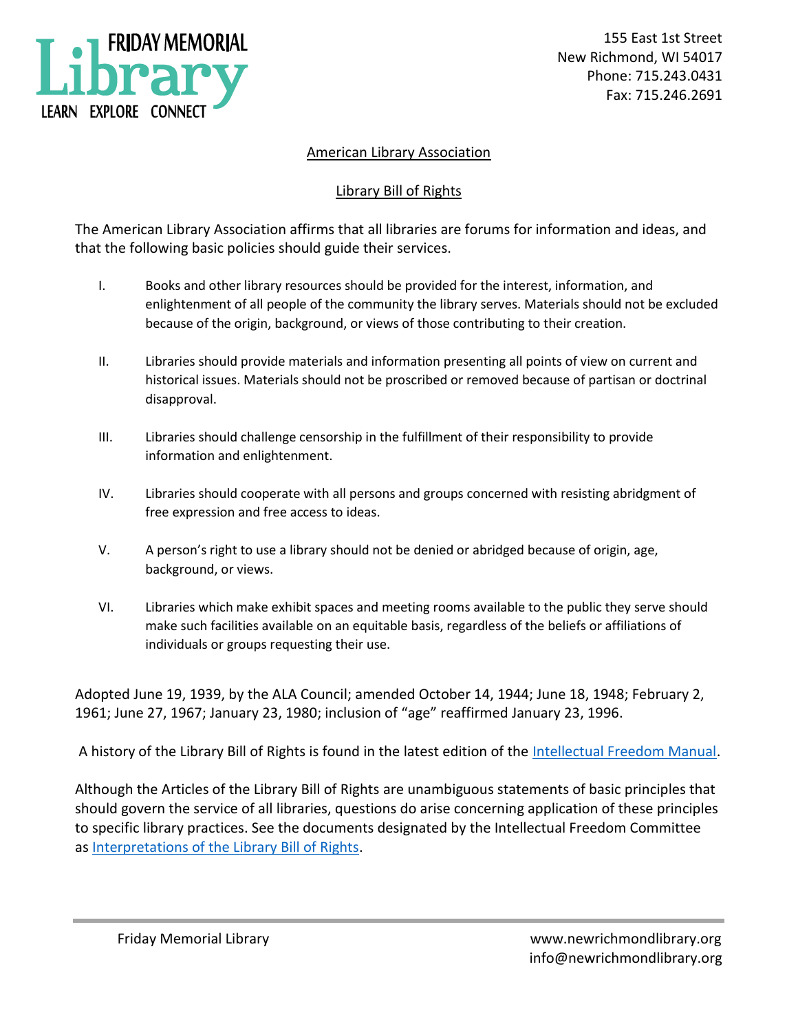## American Library Association

## Library Bill of Rights

The American Library Association affirms that all libraries are forums for information and ideas, and that the following basic policies should guide their services.

I. Books and other library resources should be provided for the interest, information, and enlightenment of all people of the community the library serves. Materials should not be excluded because of the origin, background, or views of those contributing to their creation.

II. Libraries should provide materials and information presenting all points of view on current and historical issues. Materials should not be proscribed or removed because of partisan or doctrinal disapproval.

III. Libraries should challenge censorship in the fulfillment of their responsibility to provide information and enlightenment.

IV. Libraries should cooperate with all persons and groups concerned with resisting abridgment of free expression and free access to ideas.

V. A person's right to use a library should not be denied or abridged because of origin, age, background, or views.

VI. Libraries which make exhibit spaces and meeting rooms available to the public they serve should make such facilities available on an equitable basis, regardless of the beliefs or affiliations of individuals or groups requesting their use.

Adopted June 19, 1939, by the ALA Council; amended October 14, 1944; June 18, 1948; February 2, 1961; June 27, 1967; January 23, 1980; inclusion of "age" reaffirmed January 23, 1996.

A history of the Library Bill of Rights is found in the latest edition of the Intellectual Freedom Manual.

Although the Articles of the Library Bill of Rights are unambiguous statements of basic principles that should govern the service of all libraries, questions do arise concerning application of these principles to specific library practices. See the documents designated by the Intellectual Freedom Committee as Interpretations of the Library Bill of Rights.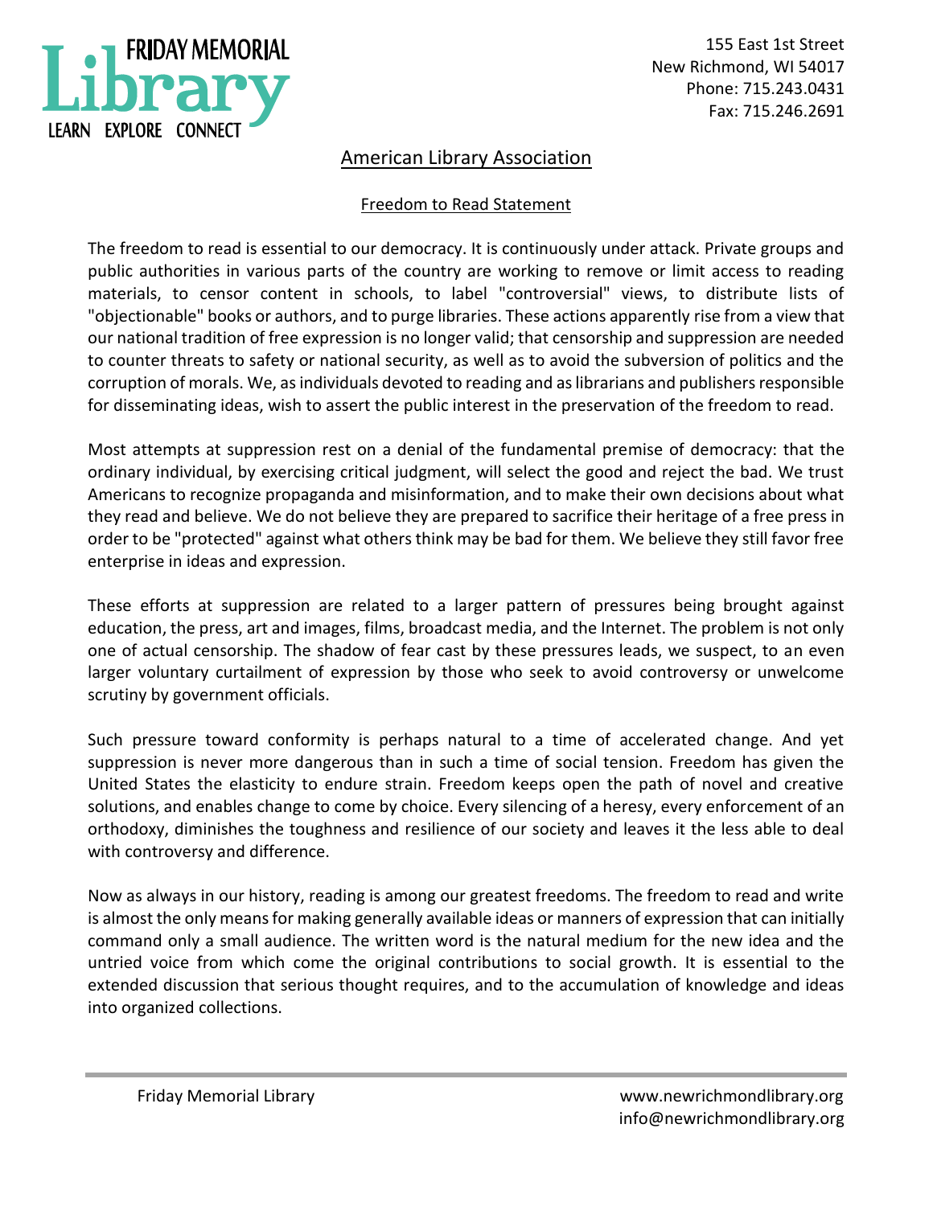## American Library Association

### Freedom to Read Statement

The freedom to read is essential to our democracy. It is continuously under attack. Private groups and public authorities in various parts of the country are working to remove or limit access to reading materials, to censor content in schools, to label "controversial" views, to distribute lists of "objectionable" books or authors, and to purge libraries. These actions apparently rise from a view that our national tradition of free expression is no longer valid; that censorship and suppression are needed to counter threats to safety or national security, as well as to avoid the subversion of politics and the corruption of morals. We, as individuals devoted to reading and as librarians and publishers responsible for disseminating ideas, wish to assert the public interest in the preservation of the freedom to read.

Most attempts at suppression rest on a denial of the fundamental premise of democracy: that the ordinary individual, by exercising critical judgment, will select the good and reject the bad. We trust Americans to recognize propaganda and misinformation, and to make their own decisions about what they read and believe. We do not believe they are prepared to sacrifice their heritage of a free press in order to be "protected" against what others think may be bad for them. We believe they still favor free enterprise in ideas and expression.

These efforts at suppression are related to a larger pattern of pressures being brought against education, the press, art and images, films, broadcast media, and the Internet. The problem is not only one of actual censorship. The shadow of fear cast by these pressures leads, we suspect, to an even larger voluntary curtailment of expression by those who seek to avoid controversy or unwelcome scrutiny by government officials.

Such pressure toward conformity is perhaps natural to a time of accelerated change. And yet suppression is never more dangerous than in such a time of social tension. Freedom has given the United States the elasticity to endure strain. Freedom keeps open the path of novel and creative solutions, and enables change to come by choice. Every silencing of a heresy, every enforcement of an orthodoxy, diminishes the toughness and resilience of our society and leaves it the less able to deal with controversy and difference.

Now as always in our history, reading is among our greatest freedoms. The freedom to read and write is almost the only means for making generally available ideas or manners of expression that can initially command only a small audience. The written word is the natural medium for the new idea and the untried voice from which come the original contributions to social growth. It is essential to the extended discussion that serious thought requires, and to the accumulation of knowledge and ideas into organized collections.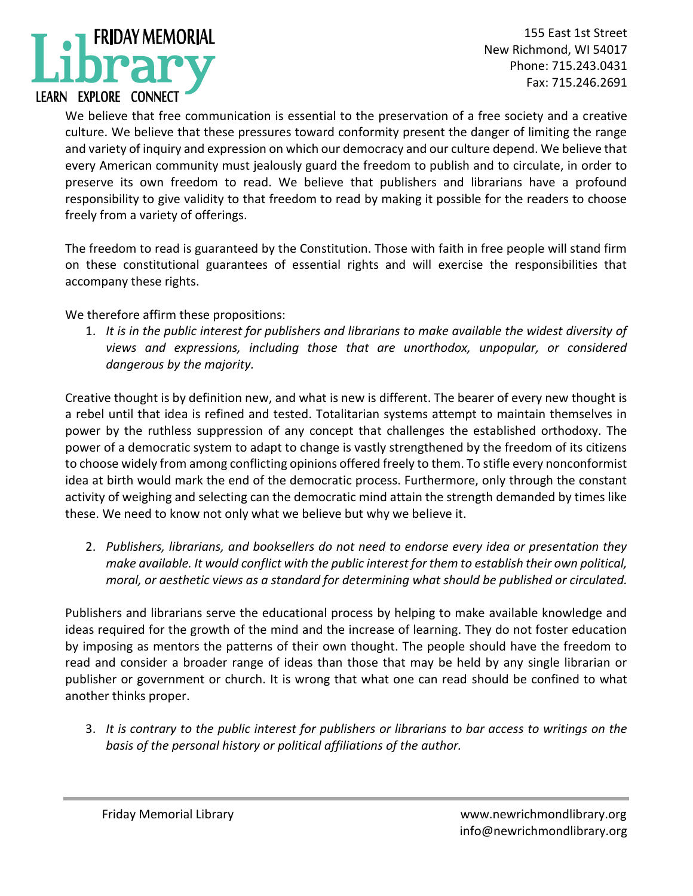We believe that free communication is essential to the preservation of a free society and a creative culture. We believe that these pressures toward conformity present the danger of limiting the range and variety of inquiry and expression on which our democracy and our culture depend. We believe that every American community must jealously guard the freedom to publish and to circulate, in order to preserve its own freedom to read. We believe that publishers and librarians have a profound responsibility to give validity to that freedom to read by making it possible for the readers to choose freely from a variety of offerings.

The freedom to read is guaranteed by the Constitution. Those with faith in free people will stand firm on these constitutional guarantees of essential rights and will exercise the responsibilities that accompany these rights.

We therefore affirm these propositions:

1. *It is in the public interest for publishers and librarians to make available the widest diversity of views and expressions, including those that are unorthodox, unpopular, or considered dangerous by the majority.*

Creative thought is by definition new, and what is new is different. The bearer of every new thought is a rebel until that idea is refined and tested. Totalitarian systems attempt to maintain themselves in power by the ruthless suppression of any concept that challenges the established orthodoxy. The power of a democratic system to adapt to change is vastly strengthened by the freedom of its citizens to choose widely from among conflicting opinions offered freely to them. To stifle every nonconformist idea at birth would mark the end of the democratic process. Furthermore, only through the constant activity of weighing and selecting can the democratic mind attain the strength demanded by times like these. We need to know not only what we believe but why we believe it.

2. *Publishers, librarians, and booksellers do not need to endorse every idea or presentation they make available. It would conflict with the public interest for them to establish their own political, moral, or aesthetic views as a standard for determining what should be published or circulated.*

Publishers and librarians serve the educational process by helping to make available knowledge and ideas required for the growth of the mind and the increase of learning. They do not foster education by imposing as mentors the patterns of their own thought. The people should have the freedom to read and consider a broader range of ideas than those that may be held by any single librarian or publisher or government or church. It is wrong that what one can read should be confined to what another thinks proper.

3. *It is contrary to the public interest for publishers or librarians to bar access to writings on the basis of the personal history or political affiliations of the author.*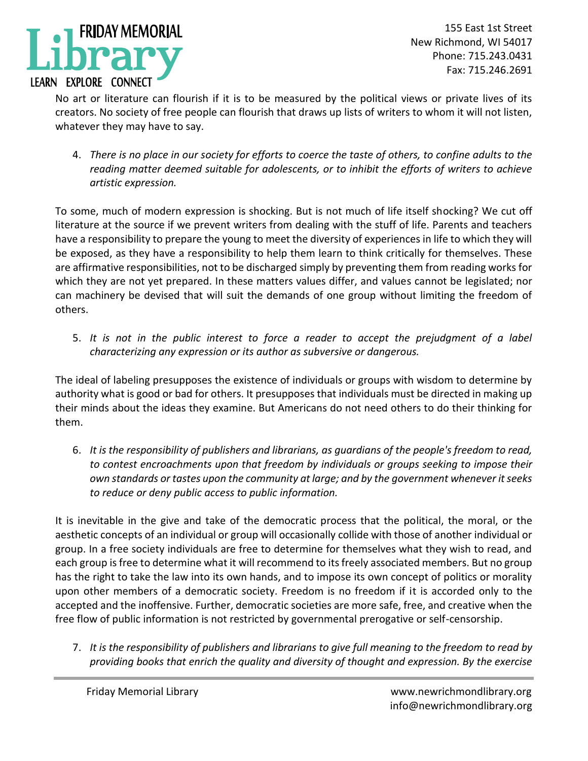No art or literature can flourish if it is to be measured by the political views or private lives of its creators. No society of free people can flourish that draws up lists of writers to whom it will not listen, whatever they may have to say.

4. *There is no place in our society for efforts to coerce the taste of others, to confine adults to the reading matter deemed suitable for adolescents, or to inhibit the efforts of writers to achieve artistic expression.*

To some, much of modern expression is shocking. But is not much of life itself shocking? We cut off literature at the source if we prevent writers from dealing with the stuff of life. Parents and teachers have a responsibility to prepare the young to meet the diversity of experiences in life to which they will be exposed, as they have a responsibility to help them learn to think critically for themselves. These are affirmative responsibilities, not to be discharged simply by preventing them from reading works for which they are not yet prepared. In these matters values differ, and values cannot be legislated; nor can machinery be devised that will suit the demands of one group without limiting the freedom of others.

5. *It is not in the public interest to force a reader to accept the prejudgment of a label characterizing any expression or its author as subversive or dangerous.*

The ideal of labeling presupposes the existence of individuals or groups with wisdom to determine by authority what is good or bad for others. It presupposes that individuals must be directed in making up their minds about the ideas they examine. But Americans do not need others to do their thinking for them.

6. *It is the responsibility of publishers and librarians, as guardians of the people's freedom to read, to contest encroachments upon that freedom by individuals or groups seeking to impose their own standards or tastes upon the community at large; and by the government whenever it seeks to reduce or deny public access to public information.*

It is inevitable in the give and take of the democratic process that the political, the moral, or the aesthetic concepts of an individual or group will occasionally collide with those of another individual or group. In a free society individuals are free to determine for themselves what they wish to read, and each group is free to determine what it will recommend to its freely associated members. But no group has the right to take the law into its own hands, and to impose its own concept of politics or morality upon other members of a democratic society. Freedom is no freedom if it is accorded only to the accepted and the inoffensive. Further, democratic societies are more safe, free, and creative when the free flow of public information is not restricted by governmental prerogative or self-censorship.

7. *It is the responsibility of publishers and librarians to give full meaning to the freedom to read by providing books that enrich the quality and diversity of thought and expression. By the exercise*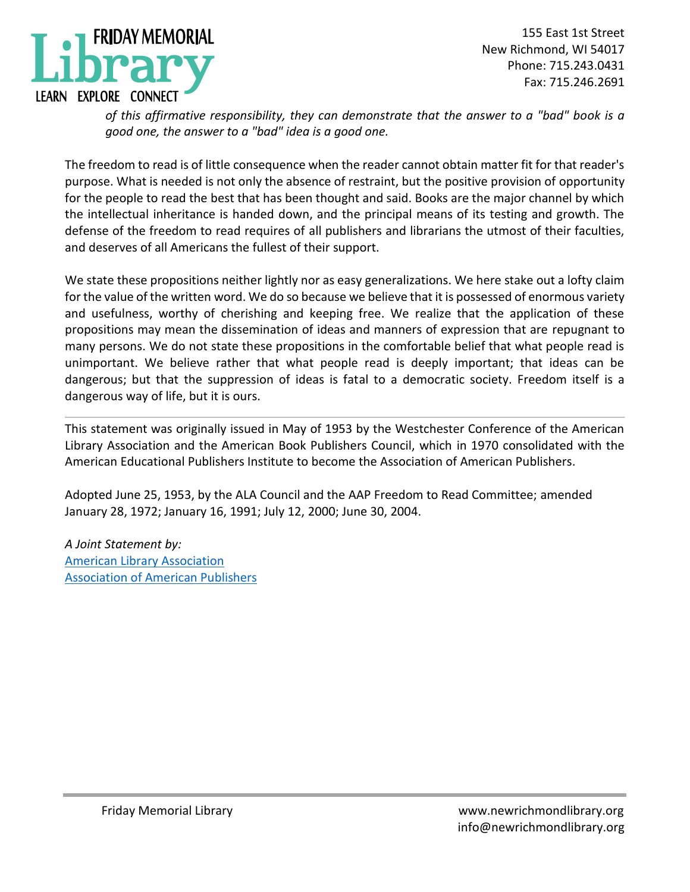*of this affirmative responsibility, they can demonstrate that the answer to a "bad" book is a good one, the answer to a "bad" idea is a good one.*

The freedom to read is of little consequence when the reader cannot obtain matter fit for that reader's purpose. What is needed is not only the absence of restraint, but the positive provision of opportunity for the people to read the best that has been thought and said. Books are the major channel by which the intellectual inheritance is handed down, and the principal means of its testing and growth. The defense of the freedom to read requires of all publishers and librarians the utmost of their faculties, and deserves of all Americans the fullest of their support.

We state these propositions neither lightly nor as easy generalizations. We here stake out a lofty claim for the value of the written word. We do so because we believe that it is possessed of enormous variety and usefulness, worthy of cherishing and keeping free. We realize that the application of these propositions may mean the dissemination of ideas and manners of expression that are repugnant to many persons. We do not state these propositions in the comfortable belief that what people read is unimportant. We believe rather that what people read is deeply important; that ideas can be dangerous; but that the suppression of ideas is fatal to a democratic society. Freedom itself is a dangerous way of life, but it is ours.

---

This statement was originally issued in May of 1953 by the Westchester Conference of the American Library Association and the American Book Publishers Council, which in 1970 consolidated with the American Educational Publishers Institute to become the Association of American Publishers.

Adopted June 25, 1953, by the ALA Council and the AAP Freedom to Read Committee; amended January 28, 1972; January 16, 1991; July 12, 2000; June 30, 2004.

*A Joint Statement by:*
American Library Association
Association of American Publishers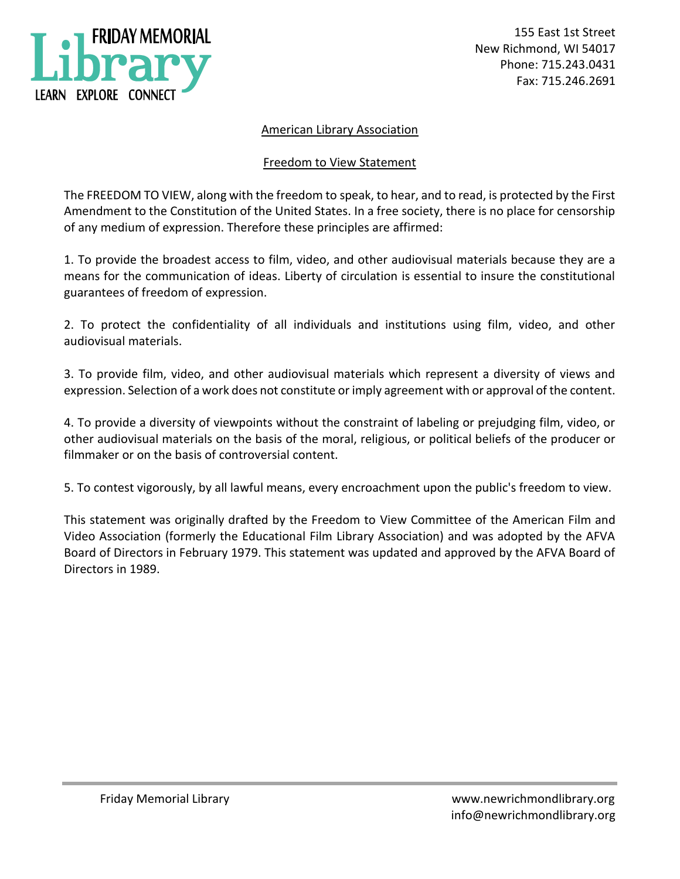American Library Association

Freedom to View Statement

The FREEDOM TO VIEW, along with the freedom to speak, to hear, and to read, is protected by the First Amendment to the Constitution of the United States. In a free society, there is no place for censorship of any medium of expression. Therefore these principles are affirmed:

1. To provide the broadest access to film, video, and other audiovisual materials because they are a means for the communication of ideas. Liberty of circulation is essential to insure the constitutional guarantees of freedom of expression.

2. To protect the confidentiality of all individuals and institutions using film, video, and other audiovisual materials.

3. To provide film, video, and other audiovisual materials which represent a diversity of views and expression. Selection of a work does not constitute or imply agreement with or approval of the content.

4. To provide a diversity of viewpoints without the constraint of labeling or prejudging film, video, or other audiovisual materials on the basis of the moral, religious, or political beliefs of the producer or filmmaker or on the basis of controversial content.

5. To contest vigorously, by all lawful means, every encroachment upon the public's freedom to view.

This statement was originally drafted by the Freedom to View Committee of the American Film and Video Association (formerly the Educational Film Library Association) and was adopted by the AFVA Board of Directors in February 1979. This statement was updated and approved by the AFVA Board of Directors in 1989.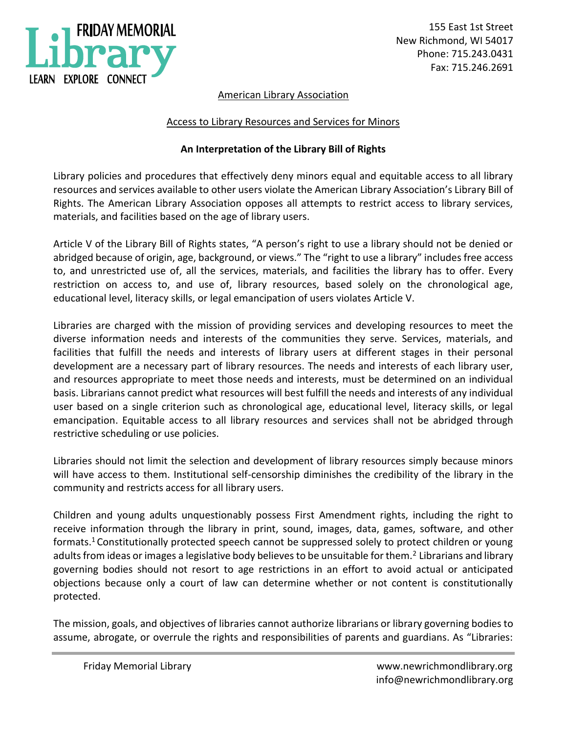American Library Association

Access to Library Resources and Services for Minors

**An Interpretation of the Library Bill of Rights**

Library policies and procedures that effectively deny minors equal and equitable access to all library resources and services available to other users violate the American Library Association's Library Bill of Rights. The American Library Association opposes all attempts to restrict access to library services, materials, and facilities based on the age of library users.

Article V of the Library Bill of Rights states, "A person's right to use a library should not be denied or abridged because of origin, age, background, or views." The "right to use a library" includes free access to, and unrestricted use of, all the services, materials, and facilities the library has to offer. Every restriction on access to, and use of, library resources, based solely on the chronological age, educational level, literacy skills, or legal emancipation of users violates Article V.

Libraries are charged with the mission of providing services and developing resources to meet the diverse information needs and interests of the communities they serve. Services, materials, and facilities that fulfill the needs and interests of library users at different stages in their personal development are a necessary part of library resources. The needs and interests of each library user, and resources appropriate to meet those needs and interests, must be determined on an individual basis. Librarians cannot predict what resources will best fulfill the needs and interests of any individual user based on a single criterion such as chronological age, educational level, literacy skills, or legal emancipation. Equitable access to all library resources and services shall not be abridged through restrictive scheduling or use policies.

Libraries should not limit the selection and development of library resources simply because minors will have access to them. Institutional self-censorship diminishes the credibility of the library in the community and restricts access for all library users.

Children and young adults unquestionably possess First Amendment rights, including the right to receive information through the library in print, sound, images, data, games, software, and other formats.[1] Constitutionally protected speech cannot be suppressed solely to protect children or young adults from ideas or images a legislative body believes to be unsuitable for them.[2] Librarians and library governing bodies should not resort to age restrictions in an effort to avoid actual or anticipated objections because only a court of law can determine whether or not content is constitutionally protected.

The mission, goals, and objectives of libraries cannot authorize librarians or library governing bodies to assume, abrogate, or overrule the rights and responsibilities of parents and guardians. As "Libraries: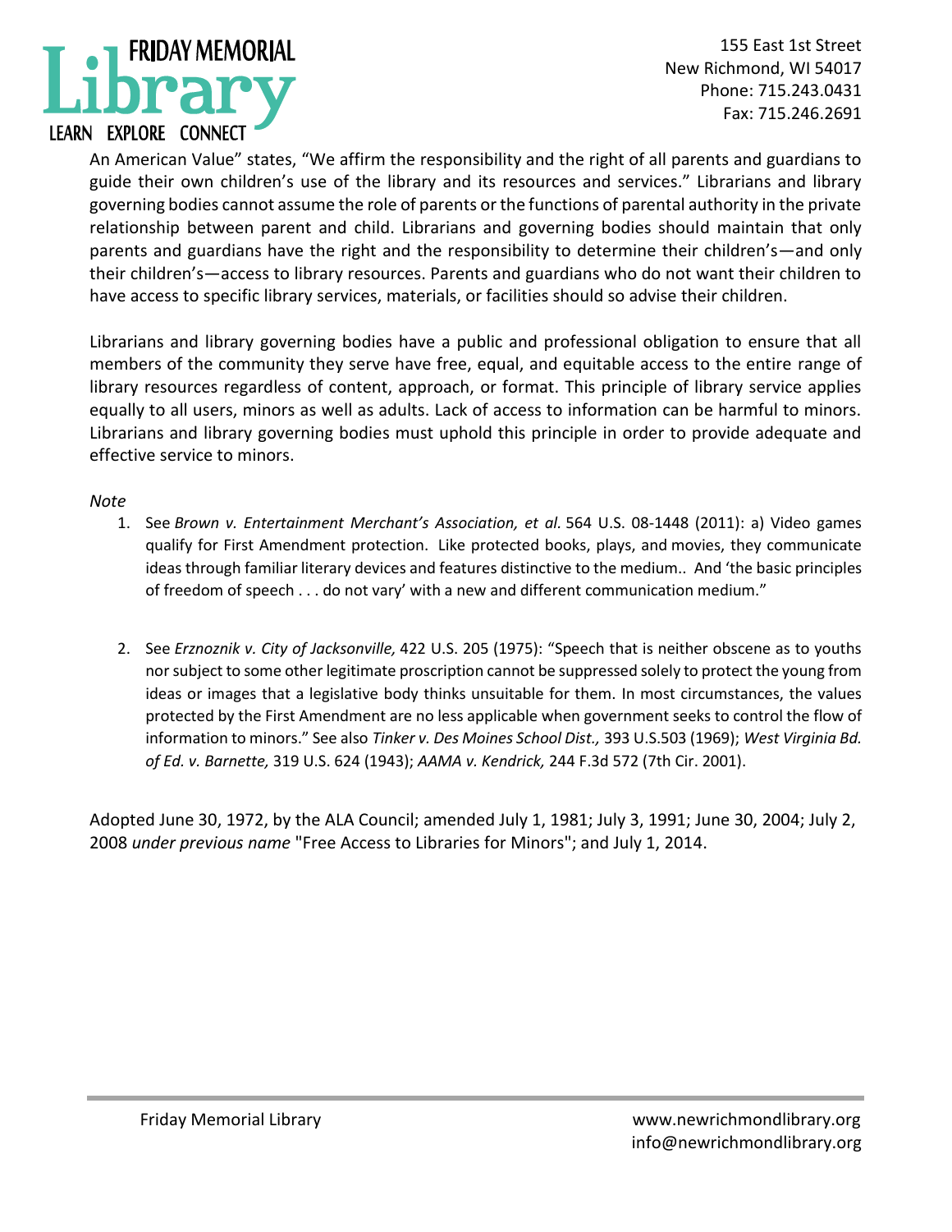An American Value" states, "We affirm the responsibility and the right of all parents and guardians to guide their own children's use of the library and its resources and services." Librarians and library governing bodies cannot assume the role of parents or the functions of parental authority in the private relationship between parent and child. Librarians and governing bodies should maintain that only parents and guardians have the right and the responsibility to determine their children's—and only their children's—access to library resources. Parents and guardians who do not want their children to have access to specific library services, materials, or facilities should so advise their children.

Librarians and library governing bodies have a public and professional obligation to ensure that all members of the community they serve have free, equal, and equitable access to the entire range of library resources regardless of content, approach, or format. This principle of library service applies equally to all users, minors as well as adults. Lack of access to information can be harmful to minors. Librarians and library governing bodies must uphold this principle in order to provide adequate and effective service to minors.

*Note*

1. See *Brown v. Entertainment Merchant's Association, et al.* 564 U.S. 08-1448 (2011): a) Video games qualify for First Amendment protection. Like protected books, plays, and movies, they communicate ideas through familiar literary devices and features distinctive to the medium.. And 'the basic principles of freedom of speech . . . do not vary' with a new and different communication medium."

2. See *Erznoznik v. City of Jacksonville,* 422 U.S. 205 (1975): "Speech that is neither obscene as to youths nor subject to some other legitimate proscription cannot be suppressed solely to protect the young from ideas or images that a legislative body thinks unsuitable for them. In most circumstances, the values protected by the First Amendment are no less applicable when government seeks to control the flow of information to minors." See also *Tinker v. Des Moines School Dist.,* 393 U.S.503 (1969); *West Virginia Bd. of Ed. v. Barnette,* 319 U.S. 624 (1943); *AAMA v. Kendrick,* 244 F.3d 572 (7th Cir. 2001).

Adopted June 30, 1972, by the ALA Council; amended July 1, 1981; July 3, 1991; June 30, 2004; July 2, 2008 *under previous name* "Free Access to Libraries for Minors"; and July 1, 2014.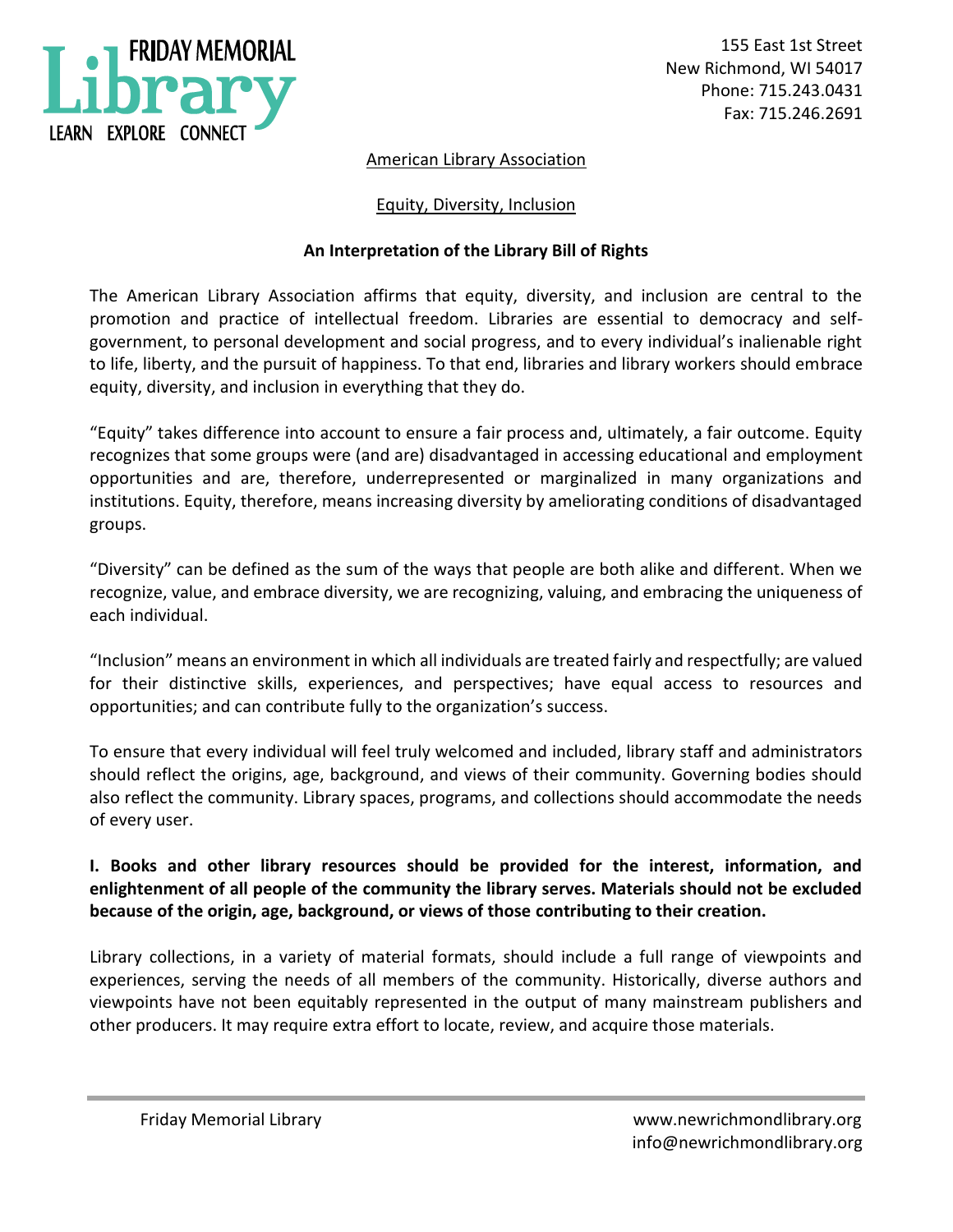American Library Association

Equity, Diversity, Inclusion

**An Interpretation of the Library Bill of Rights**

The American Library Association affirms that equity, diversity, and inclusion are central to the promotion and practice of intellectual freedom. Libraries are essential to democracy and self-government, to personal development and social progress, and to every individual's inalienable right to life, liberty, and the pursuit of happiness. To that end, libraries and library workers should embrace equity, diversity, and inclusion in everything that they do.

"Equity" takes difference into account to ensure a fair process and, ultimately, a fair outcome. Equity recognizes that some groups were (and are) disadvantaged in accessing educational and employment opportunities and are, therefore, underrepresented or marginalized in many organizations and institutions. Equity, therefore, means increasing diversity by ameliorating conditions of disadvantaged groups.

"Diversity" can be defined as the sum of the ways that people are both alike and different. When we recognize, value, and embrace diversity, we are recognizing, valuing, and embracing the uniqueness of each individual.

"Inclusion" means an environment in which all individuals are treated fairly and respectfully; are valued for their distinctive skills, experiences, and perspectives; have equal access to resources and opportunities; and can contribute fully to the organization's success.

To ensure that every individual will feel truly welcomed and included, library staff and administrators should reflect the origins, age, background, and views of their community. Governing bodies should also reflect the community. Library spaces, programs, and collections should accommodate the needs of every user.

**I. Books and other library resources should be provided for the interest, information, and enlightenment of all people of the community the library serves. Materials should not be excluded because of the origin, age, background, or views of those contributing to their creation.**

Library collections, in a variety of material formats, should include a full range of viewpoints and experiences, serving the needs of all members of the community. Historically, diverse authors and viewpoints have not been equitably represented in the output of many mainstream publishers and other producers. It may require extra effort to locate, review, and acquire those materials.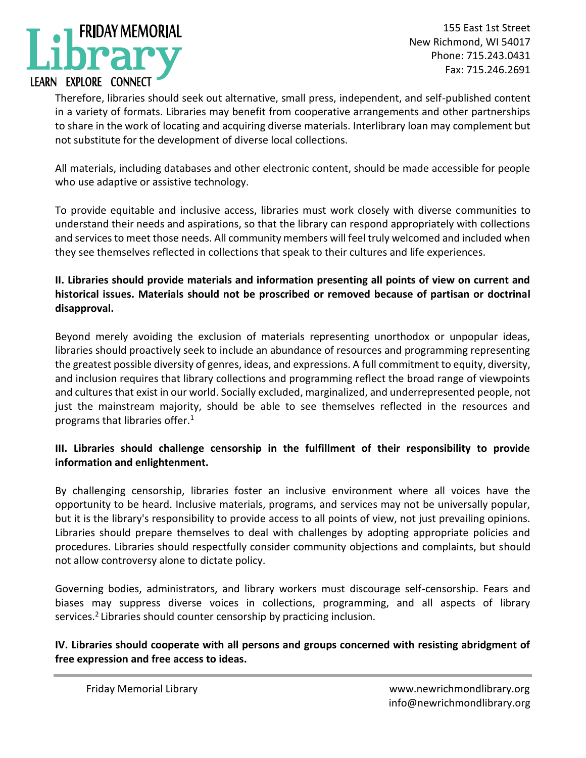Therefore, libraries should seek out alternative, small press, independent, and self-published content in a variety of formats. Libraries may benefit from cooperative arrangements and other partnerships to share in the work of locating and acquiring diverse materials. Interlibrary loan may complement but not substitute for the development of diverse local collections.

All materials, including databases and other electronic content, should be made accessible for people who use adaptive or assistive technology.

To provide equitable and inclusive access, libraries must work closely with diverse communities to understand their needs and aspirations, so that the library can respond appropriately with collections and services to meet those needs. All community members will feel truly welcomed and included when they see themselves reflected in collections that speak to their cultures and life experiences.

**II. Libraries should provide materials and information presenting all points of view on current and historical issues. Materials should not be proscribed or removed because of partisan or doctrinal disapproval.**

Beyond merely avoiding the exclusion of materials representing unorthodox or unpopular ideas, libraries should proactively seek to include an abundance of resources and programming representing the greatest possible diversity of genres, ideas, and expressions. A full commitment to equity, diversity, and inclusion requires that library collections and programming reflect the broad range of viewpoints and cultures that exist in our world. Socially excluded, marginalized, and underrepresented people, not just the mainstream majority, should be able to see themselves reflected in the resources and programs that libraries offer.[1]

**III. Libraries should challenge censorship in the fulfillment of their responsibility to provide information and enlightenment.**

By challenging censorship, libraries foster an inclusive environment where all voices have the opportunity to be heard. Inclusive materials, programs, and services may not be universally popular, but it is the library's responsibility to provide access to all points of view, not just prevailing opinions. Libraries should prepare themselves to deal with challenges by adopting appropriate policies and procedures. Libraries should respectfully consider community objections and complaints, but should not allow controversy alone to dictate policy.

Governing bodies, administrators, and library workers must discourage self-censorship. Fears and biases may suppress diverse voices in collections, programming, and all aspects of library services.[2] Libraries should counter censorship by practicing inclusion.

**IV. Libraries should cooperate with all persons and groups concerned with resisting abridgment of free expression and free access to ideas.**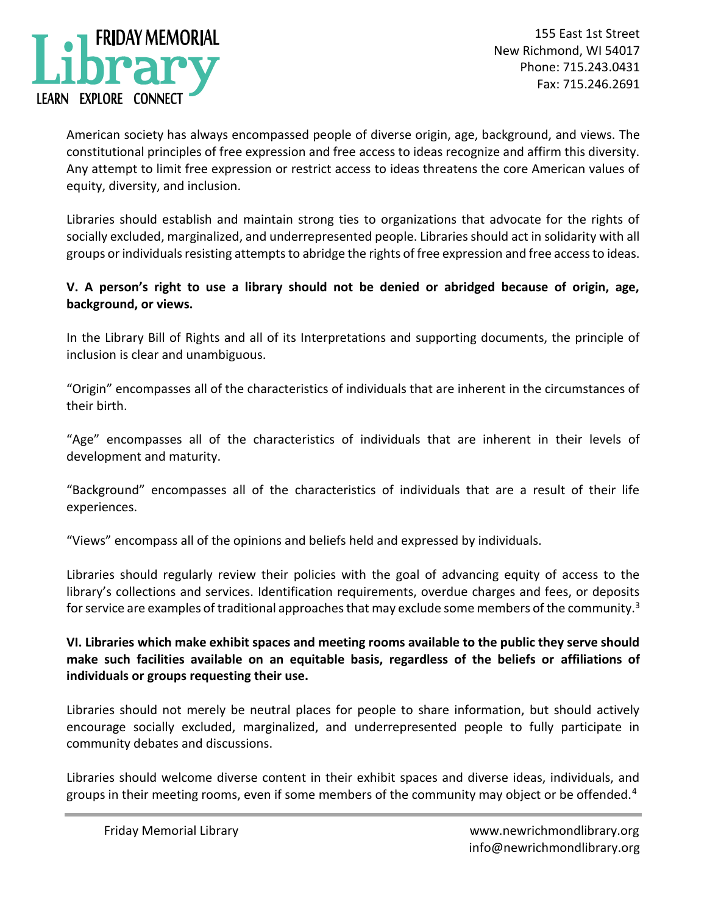American society has always encompassed people of diverse origin, age, background, and views. The constitutional principles of free expression and free access to ideas recognize and affirm this diversity. Any attempt to limit free expression or restrict access to ideas threatens the core American values of equity, diversity, and inclusion.

Libraries should establish and maintain strong ties to organizations that advocate for the rights of socially excluded, marginalized, and underrepresented people. Libraries should act in solidarity with all groups or individuals resisting attempts to abridge the rights of free expression and free access to ideas.

**V. A person's right to use a library should not be denied or abridged because of origin, age, background, or views.**

In the Library Bill of Rights and all of its Interpretations and supporting documents, the principle of inclusion is clear and unambiguous.

"Origin" encompasses all of the characteristics of individuals that are inherent in the circumstances of their birth.

"Age" encompasses all of the characteristics of individuals that are inherent in their levels of development and maturity.

"Background" encompasses all of the characteristics of individuals that are a result of their life experiences.

"Views" encompass all of the opinions and beliefs held and expressed by individuals.

Libraries should regularly review their policies with the goal of advancing equity of access to the library's collections and services. Identification requirements, overdue charges and fees, or deposits for service are examples of traditional approaches that may exclude some members of the community.[3]

**VI. Libraries which make exhibit spaces and meeting rooms available to the public they serve should make such facilities available on an equitable basis, regardless of the beliefs or affiliations of individuals or groups requesting their use.**

Libraries should not merely be neutral places for people to share information, but should actively encourage socially excluded, marginalized, and underrepresented people to fully participate in community debates and discussions.

Libraries should welcome diverse content in their exhibit spaces and diverse ideas, individuals, and groups in their meeting rooms, even if some members of the community may object or be offended.[4]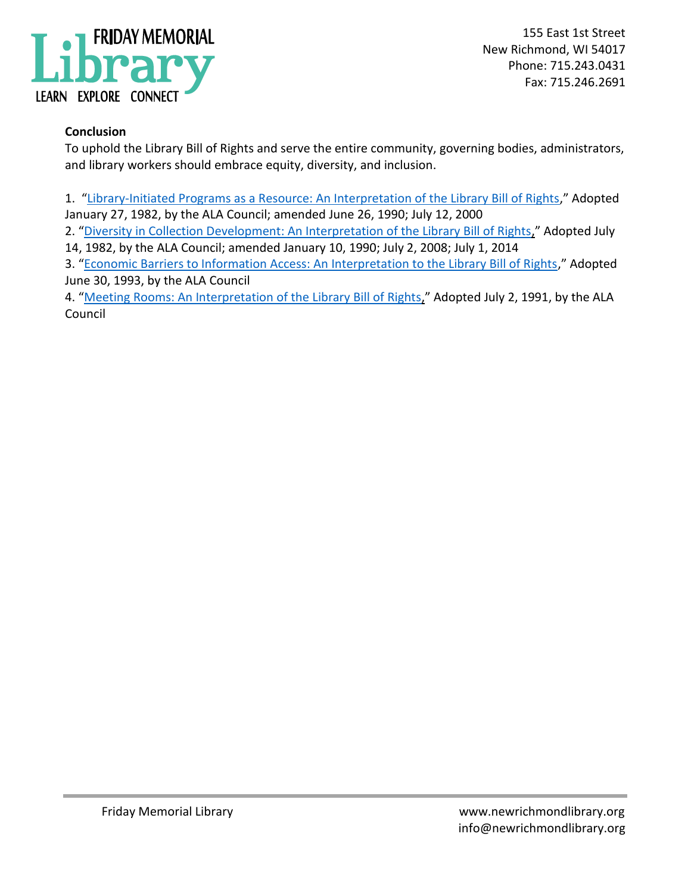**Conclusion**

To uphold the Library Bill of Rights and serve the entire community, governing bodies, administrators, and library workers should embrace equity, diversity, and inclusion.

1. "Library-Initiated Programs as a Resource: An Interpretation of the Library Bill of Rights," Adopted January 27, 1982, by the ALA Council; amended June 26, 1990; July 12, 2000
2. "Diversity in Collection Development: An Interpretation of the Library Bill of Rights," Adopted July 14, 1982, by the ALA Council; amended January 10, 1990; July 2, 2008; July 1, 2014
3. "Economic Barriers to Information Access: An Interpretation to the Library Bill of Rights," Adopted June 30, 1993, by the ALA Council
4. "Meeting Rooms: An Interpretation of the Library Bill of Rights," Adopted July 2, 1991, by the ALA Council